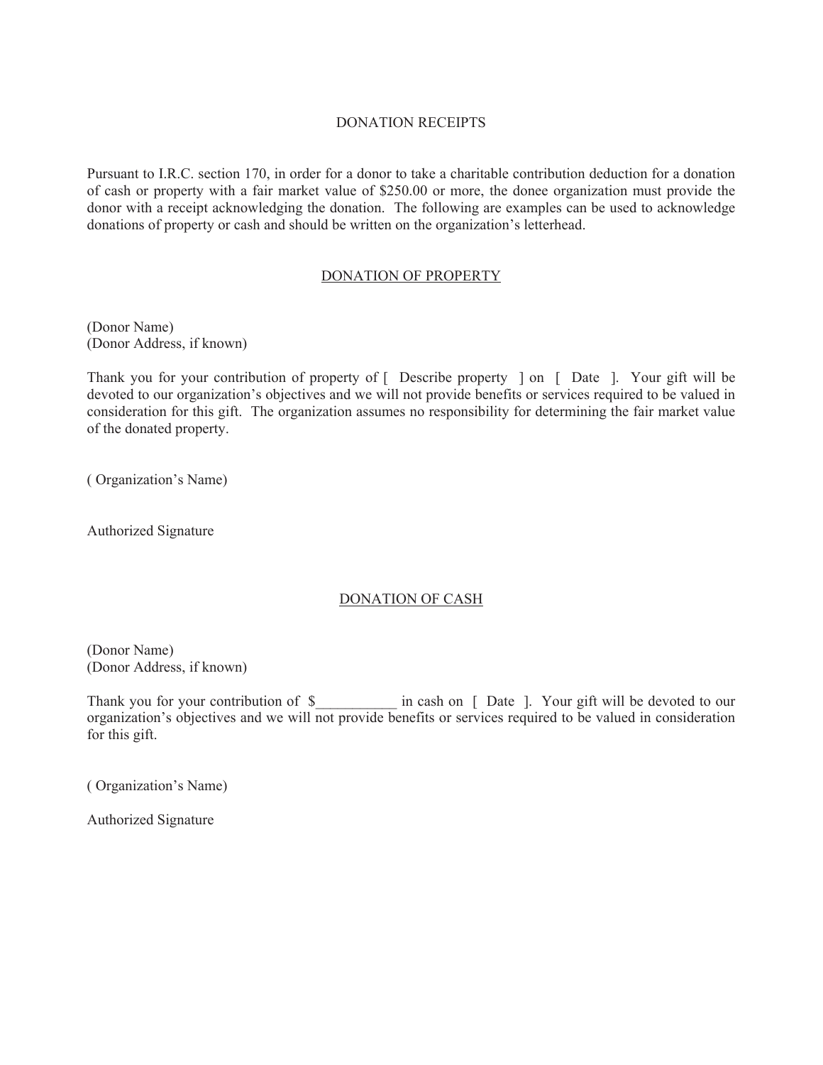# DONATION RECEIPTS

Pursuant to I.R.C. section 170, in order for a donor to take a charitable contribution deduction for a donation of cash or property with a fair market value of $250.00 or more, the donee organization must provide the donor with a receipt acknowledging the donation. The following are examples can be used to acknowledge donations of property or cash and should be written on the organization's letterhead.

## DONATION OF PROPERTY

(Donor Name)
(Donor Address, if known)

Thank you for your contribution of property of [ Describe property ] on [ Date ]. Your gift will be devoted to our organization's objectives and we will not provide benefits or services required to be valued in consideration for this gift. The organization assumes no responsibility for determining the fair market value of the donated property.

( Organization's Name)

Authorized Signature

## DONATION OF CASH

(Donor Name)
(Donor Address, if known)

Thank you for your contribution of $___________ in cash on [ Date ]. Your gift will be devoted to our organization's objectives and we will not provide benefits or services required to be valued in consideration for this gift.

( Organization's Name)

Authorized Signature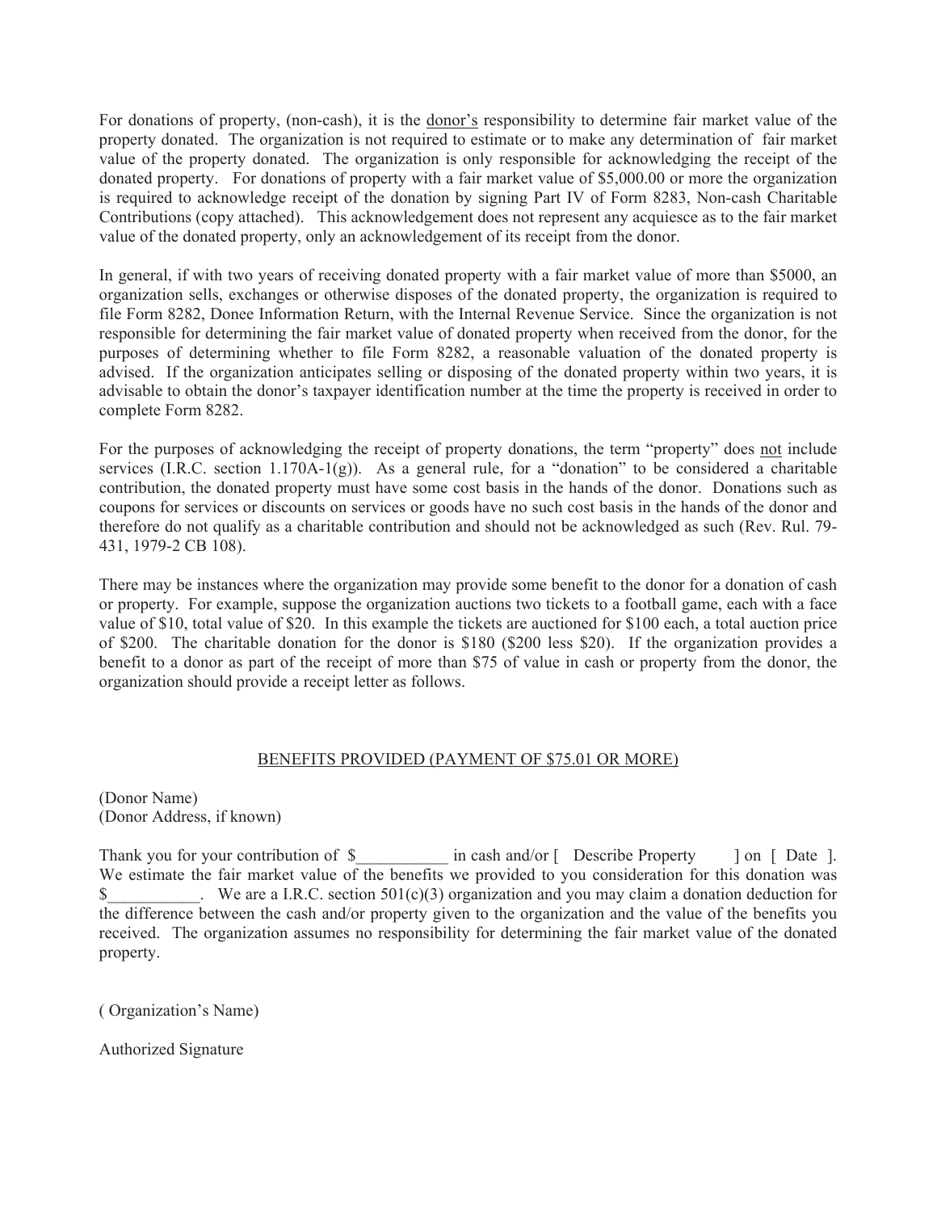For donations of property, (non-cash), it is the donor's responsibility to determine fair market value of the property donated. The organization is not required to estimate or to make any determination of fair market value of the property donated. The organization is only responsible for acknowledging the receipt of the donated property. For donations of property with a fair market value of $5,000.00 or more the organization is required to acknowledge receipt of the donation by signing Part IV of Form 8283, Non-cash Charitable Contributions (copy attached). This acknowledgement does not represent any acquiesce as to the fair market value of the donated property, only an acknowledgement of its receipt from the donor.

In general, if with two years of receiving donated property with a fair market value of more than $5000, an organization sells, exchanges or otherwise disposes of the donated property, the organization is required to file Form 8282, Donee Information Return, with the Internal Revenue Service. Since the organization is not responsible for determining the fair market value of donated property when received from the donor, for the purposes of determining whether to file Form 8282, a reasonable valuation of the donated property is advised. If the organization anticipates selling or disposing of the donated property within two years, it is advisable to obtain the donor's taxpayer identification number at the time the property is received in order to complete Form 8282.

For the purposes of acknowledging the receipt of property donations, the term "property" does not include services (I.R.C. section 1.170A-1(g)). As a general rule, for a "donation" to be considered a charitable contribution, the donated property must have some cost basis in the hands of the donor. Donations such as coupons for services or discounts on services or goods have no such cost basis in the hands of the donor and therefore do not qualify as a charitable contribution and should not be acknowledged as such (Rev. Rul. 79-431, 1979-2 CB 108).

There may be instances where the organization may provide some benefit to the donor for a donation of cash or property. For example, suppose the organization auctions two tickets to a football game, each with a face value of $10, total value of $20. In this example the tickets are auctioned for $100 each, a total auction price of $200. The charitable donation for the donor is $180 ($200 less $20). If the organization provides a benefit to a donor as part of the receipt of more than $75 of value in cash or property from the donor, the organization should provide a receipt letter as follows.

BENEFITS PROVIDED (PAYMENT OF $75.01 OR MORE)

(Donor Name)
(Donor Address, if known)

Thank you for your contribution of $___________ in cash and/or [ Describe Property ] on [ Date ]. We estimate the fair market value of the benefits we provided to you consideration for this donation was $___________. We are a I.R.C. section 501(c)(3) organization and you may claim a donation deduction for the difference between the cash and/or property given to the organization and the value of the benefits you received. The organization assumes no responsibility for determining the fair market value of the donated property.

( Organization's Name)

Authorized Signature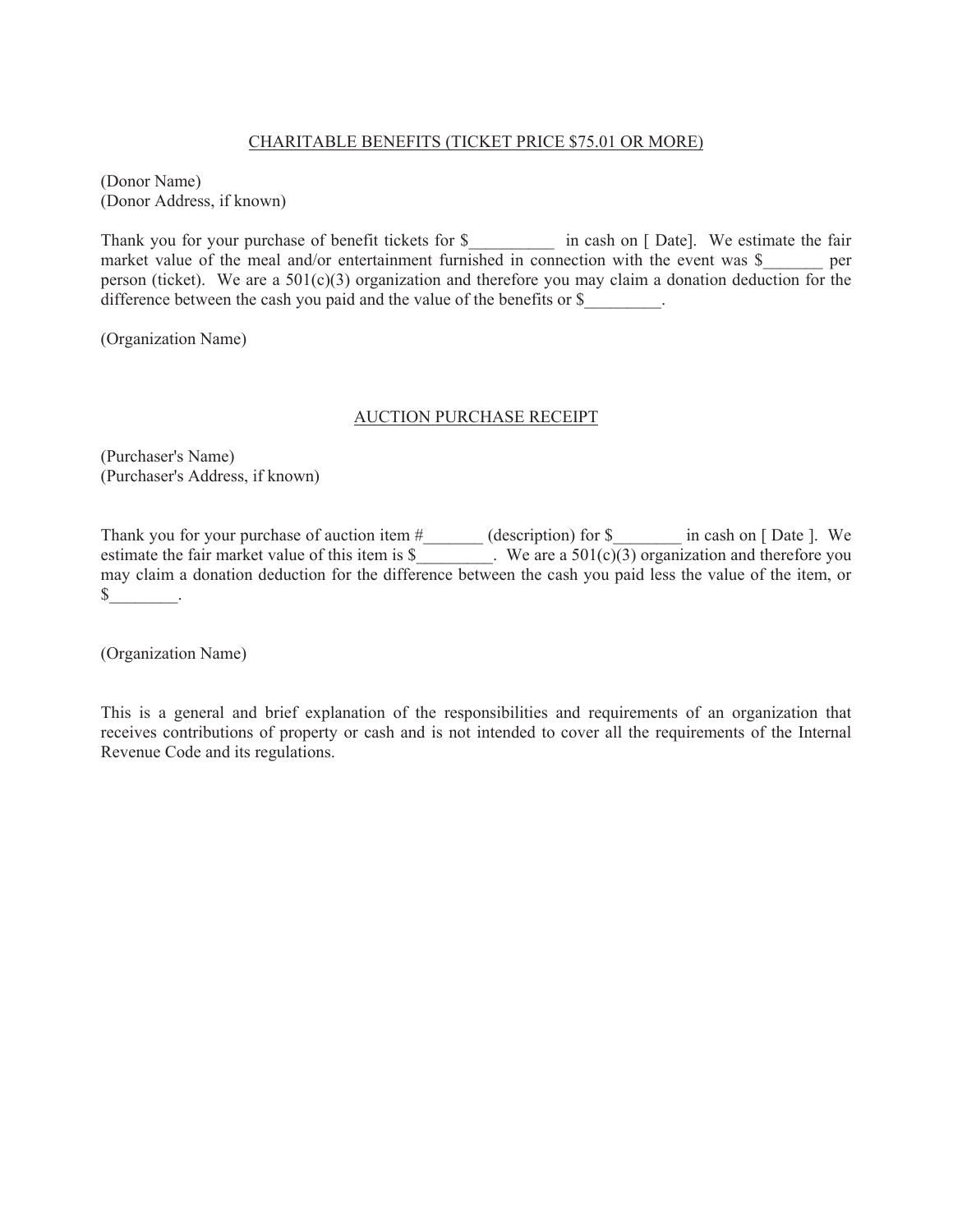## CHARITABLE BENEFITS (TICKET PRICE $75.01 OR MORE)

(Donor Name)
(Donor Address, if known)

Thank you for your purchase of benefit tickets for $__________ in cash on [ Date]. We estimate the fair market value of the meal and/or entertainment furnished in connection with the event was $_______ per person (ticket). We are a 501(c)(3) organization and therefore you may claim a donation deduction for the difference between the cash you paid and the value of the benefits or $_________.

(Organization Name)

## AUCTION PURCHASE RECEIPT

(Purchaser's Name)
(Purchaser's Address, if known)

Thank you for your purchase of auction item #_______ (description) for $________ in cash on [ Date ]. We estimate the fair market value of this item is $_________. We are a 501(c)(3) organization and therefore you may claim a donation deduction for the difference between the cash you paid less the value of the item, or $________.

(Organization Name)

This is a general and brief explanation of the responsibilities and requirements of an organization that receives contributions of property or cash and is not intended to cover all the requirements of the Internal Revenue Code and its regulations.